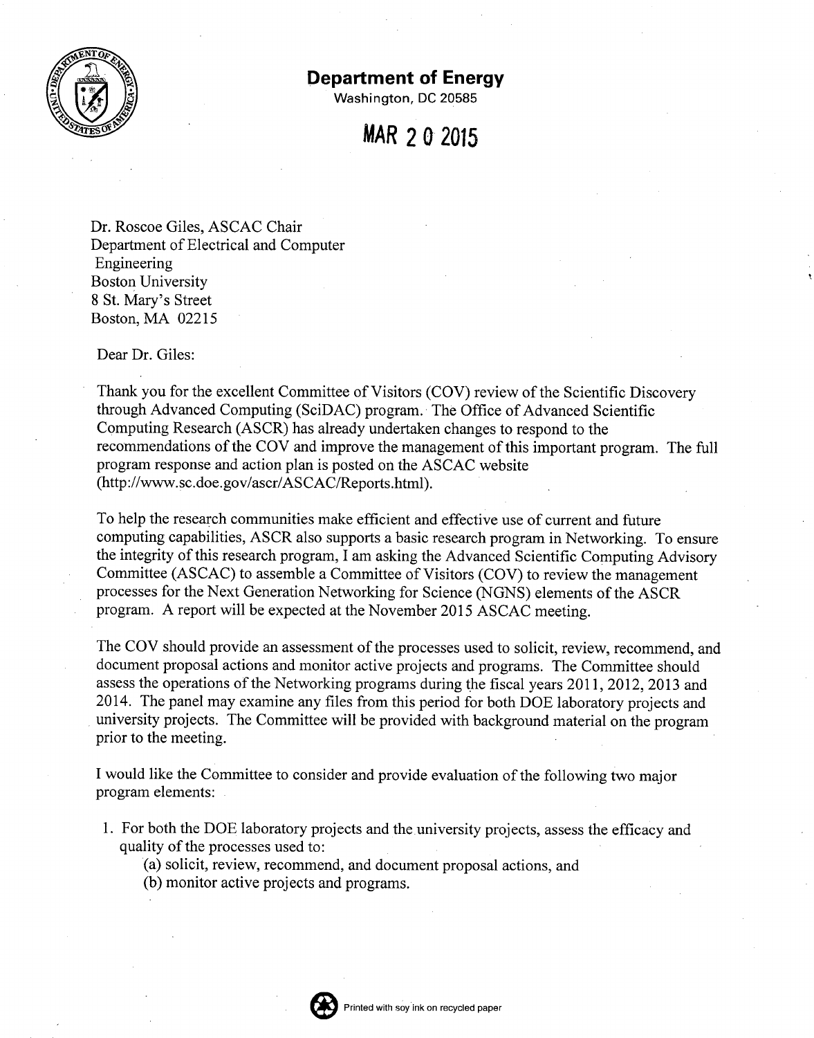# Department of Energy

Washington, DC 20585

**MAR 20 2015**

Dr. Roscoe Giles, ASCAC Chair
Department of Electrical and Computer Engineering
Boston University
8 St. Mary's Street
Boston, MA 02215

Dear Dr. Giles:

Thank you for the excellent Committee of Visitors (COV) review of the Scientific Discovery through Advanced Computing (SciDAC) program. The Office of Advanced Scientific Computing Research (ASCR) has already undertaken changes to respond to the recommendations of the COV and improve the management of this important program. The full program response and action plan is posted on the ASCAC website (http://www.sc.doe.gov/ascr/ASCAC/Reports.html).

To help the research communities make efficient and effective use of current and future computing capabilities, ASCR also supports a basic research program in Networking. To ensure the integrity of this research program, I am asking the Advanced Scientific Computing Advisory Committee (ASCAC) to assemble a Committee of Visitors (COV) to review the management processes for the Next Generation Networking for Science (NGNS) elements of the ASCR program. A report will be expected at the November 2015 ASCAC meeting.

The COV should provide an assessment of the processes used to solicit, review, recommend, and document proposal actions and monitor active projects and programs. The Committee should assess the operations of the Networking programs during the fiscal years 2011, 2012, 2013 and 2014. The panel may examine any files from this period for both DOE laboratory projects and university projects. The Committee will be provided with background material on the program prior to the meeting.

I would like the Committee to consider and provide evaluation of the following two major program elements:

1. For both the DOE laboratory projects and the university projects, assess the efficacy and quality of the processes used to:
   (a) solicit, review, recommend, and document proposal actions, and
   (b) monitor active projects and programs.

Printed with soy ink on recycled paper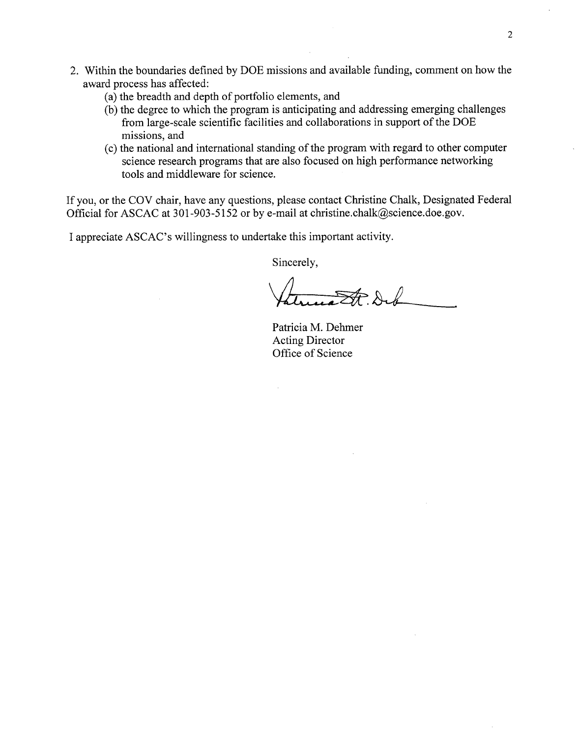2. Within the boundaries defined by DOE missions and available funding, comment on how the award process has affected:
    (a) the breadth and depth of portfolio elements, and
    (b) the degree to which the program is anticipating and addressing emerging challenges from large-scale scientific facilities and collaborations in support of the DOE missions, and
    (c) the national and international standing of the program with regard to other computer science research programs that are also focused on high performance networking tools and middleware for science.

If you, or the COV chair, have any questions, please contact Christine Chalk, Designated Federal Official for ASCAC at 301-903-5152 or by e-mail at christine.chalk@science.doe.gov.

I appreciate ASCAC's willingness to undertake this important activity.

Sincerely,

Patricia M. Dehmer
Acting Director
Office of Science